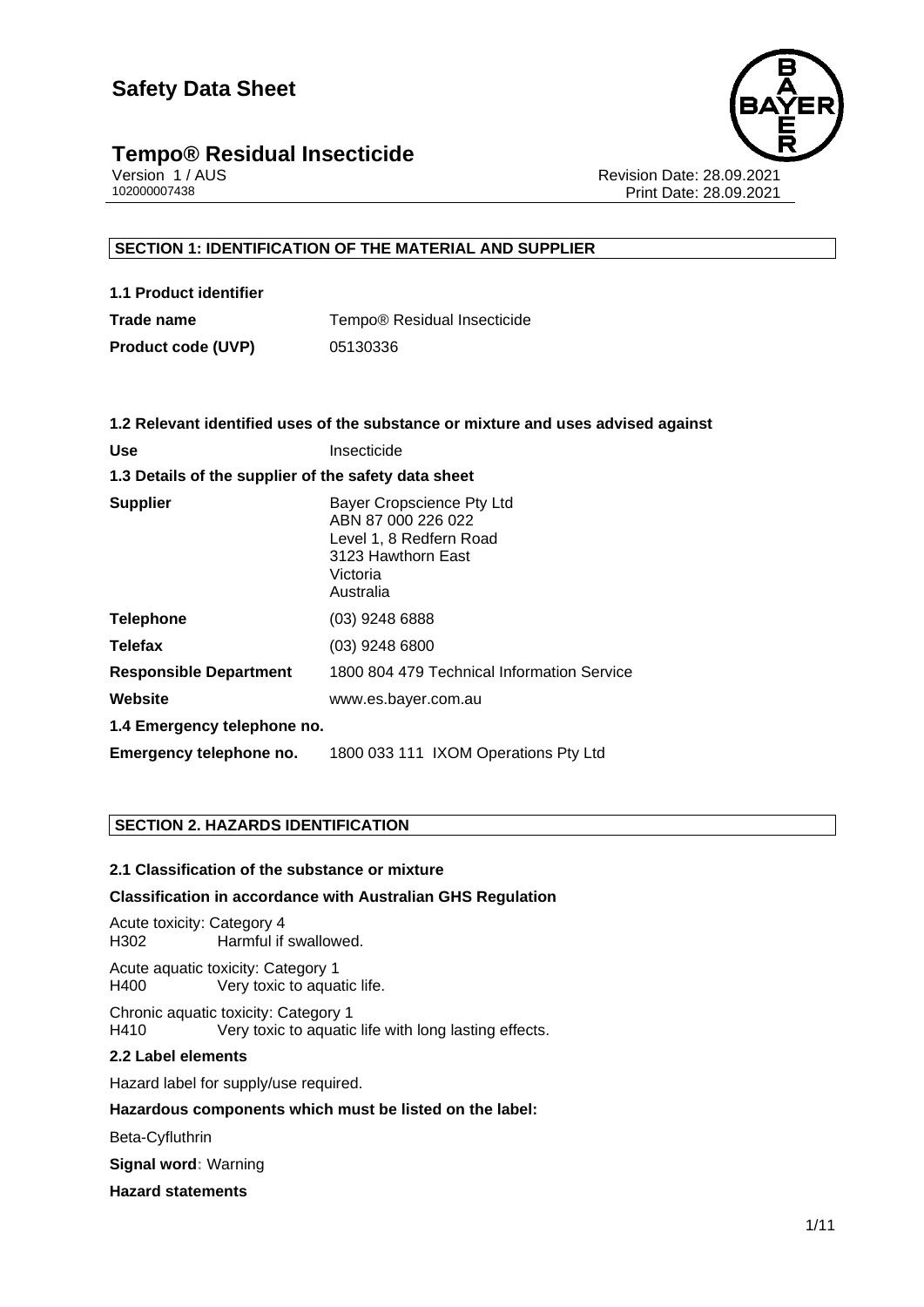# Safety Data Sheet

## Tempo® Residual Insecticide

Version 1 / AUS
102000007438

Revision Date: 28.09.2021
Print Date: 28.09.2021

### SECTION 1: IDENTIFICATION OF THE MATERIAL AND SUPPLIER

**1.1 Product identifier**

| | |
|---|---|
| **Trade name** | Tempo® Residual Insecticide |
| **Product code (UVP)** | 05130336 |

**1.2 Relevant identified uses of the substance or mixture and uses advised against**

| | |
|---|---|
| **Use** | Insecticide |

**1.3 Details of the supplier of the safety data sheet**

| | |
|---|---|
| **Supplier** | Bayer Cropscience Pty Ltd<br>ABN 87 000 226 022<br>Level 1, 8 Redfern Road<br>3123 Hawthorn East<br>Victoria<br>Australia |
| **Telephone** | (03) 9248 6888 |
| **Telefax** | (03) 9248 6800 |
| **Responsible Department** | 1800 804 479 Technical Information Service |
| **Website** | www.es.bayer.com.au |

**1.4 Emergency telephone no.**

| | |
|---|---|
| **Emergency telephone no.** | 1800 033 111 IXOM Operations Pty Ltd |

### SECTION 2. HAZARDS IDENTIFICATION

**2.1 Classification of the substance or mixture**

**Classification in accordance with Australian GHS Regulation**

Acute toxicity: Category 4
H302 Harmful if swallowed.

Acute aquatic toxicity: Category 1
H400 Very toxic to aquatic life.

Chronic aquatic toxicity: Category 1
H410 Very toxic to aquatic life with long lasting effects.

**2.2 Label elements**

Hazard label for supply/use required.

**Hazardous components which must be listed on the label:**

Beta-Cyfluthrin

**Signal word:** Warning

**Hazard statements**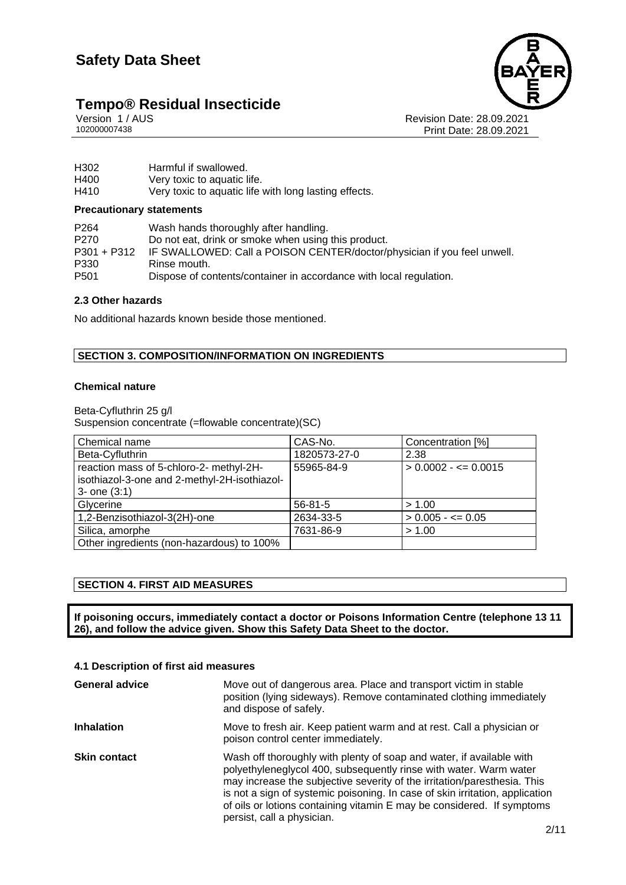H302 Harmful if swallowed.
H400 Very toxic to aquatic life.
H410 Very toxic to aquatic life with long lasting effects.

**Precautionary statements**

P264 Wash hands thoroughly after handling.
P270 Do not eat, drink or smoke when using this product.
P301 + P312 IF SWALLOWED: Call a POISON CENTER/doctor/physician if you feel unwell.
P330 Rinse mouth.
P501 Dispose of contents/container in accordance with local regulation.

### 2.3 Other hazards

No additional hazards known beside those mentioned.

## SECTION 3. COMPOSITION/INFORMATION ON INGREDIENTS

**Chemical nature**

Beta-Cyfluthrin 25 g/l
Suspension concentrate (=flowable concentrate)(SC)

| Chemical name | CAS-No. | Concentration [%] |
|---|---|---|
| Beta-Cyfluthrin | 1820573-27-0 | 2.38 |
| reaction mass of 5-chloro-2- methyl-2H-isothiazol-3-one and 2-methyl-2H-isothiazol-3- one (3:1) | 55965-84-9 | > 0.0002 - <= 0.0015 |
| Glycerine | 56-81-5 | > 1.00 |
| 1,2-Benzisothiazol-3(2H)-one | 2634-33-5 | > 0.005 - <= 0.05 |
| Silica, amorphe | 7631-86-9 | > 1.00 |
| Other ingredients (non-hazardous) to 100% | | |

## SECTION 4. FIRST AID MEASURES

**If poisoning occurs, immediately contact a doctor or Poisons Information Centre (telephone 13 11 26), and follow the advice given. Show this Safety Data Sheet to the doctor.**

### 4.1 Description of first aid measures

**General advice** Move out of dangerous area. Place and transport victim in stable position (lying sideways). Remove contaminated clothing immediately and dispose of safely.

**Inhalation** Move to fresh air. Keep patient warm and at rest. Call a physician or poison control center immediately.

**Skin contact** Wash off thoroughly with plenty of soap and water, if available with polyethyleneglycol 400, subsequently rinse with water. Warm water may increase the subjective severity of the irritation/paresthesia. This is not a sign of systemic poisoning. In case of skin irritation, application of oils or lotions containing vitamin E may be considered. If symptoms persist, call a physician.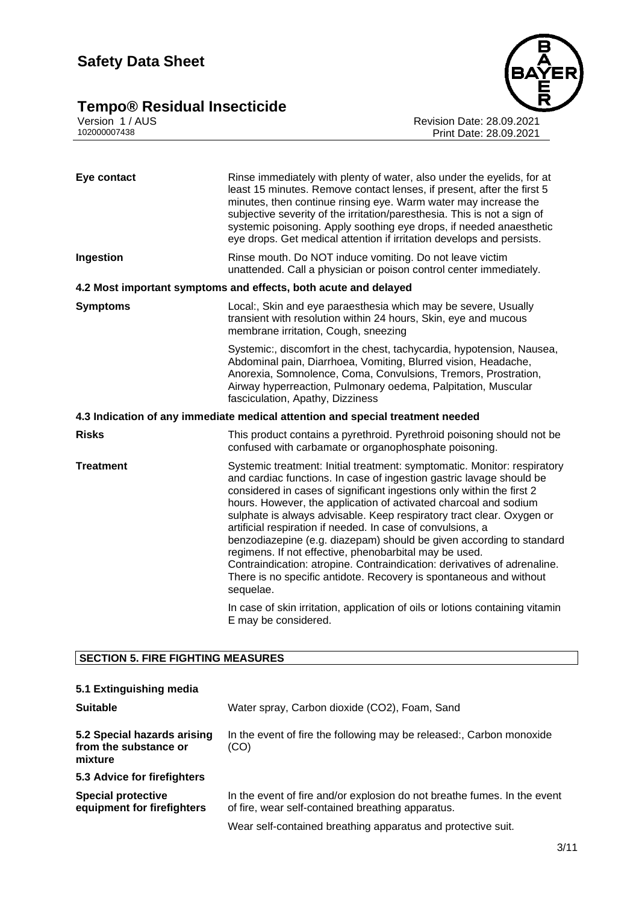| | |
|---|---|
| **Eye contact** | Rinse immediately with plenty of water, also under the eyelids, for at least 15 minutes. Remove contact lenses, if present, after the first 5 minutes, then continue rinsing eye. Warm water may increase the subjective severity of the irritation/paresthesia. This is not a sign of systemic poisoning. Apply soothing eye drops, if needed anaesthetic eye drops. Get medical attention if irritation develops and persists. |
| **Ingestion** | Rinse mouth. Do NOT induce vomiting. Do not leave victim unattended. Call a physician or poison control center immediately. |

### 4.2 Most important symptoms and effects, both acute and delayed

| | |
|---|---|
| **Symptoms** | Local:, Skin and eye paraesthesia which may be severe, Usually transient with resolution within 24 hours, Skin, eye and mucous membrane irritation, Cough, sneezing<br><br>Systemic:, discomfort in the chest, tachycardia, hypotension, Nausea, Abdominal pain, Diarrhoea, Vomiting, Blurred vision, Headache, Anorexia, Somnolence, Coma, Convulsions, Tremors, Prostration, Airway hyperreaction, Pulmonary oedema, Palpitation, Muscular fasciculation, Apathy, Dizziness |

### 4.3 Indication of any immediate medical attention and special treatment needed

| | |
|---|---|
| **Risks** | This product contains a pyrethroid. Pyrethroid poisoning should not be confused with carbamate or organophosphate poisoning. |
| **Treatment** | Systemic treatment: Initial treatment: symptomatic. Monitor: respiratory and cardiac functions. In case of ingestion gastric lavage should be considered in cases of significant ingestions only within the first 2 hours. However, the application of activated charcoal and sodium sulphate is always advisable. Keep respiratory tract clear. Oxygen or artificial respiration if needed. In case of convulsions, a benzodiazepine (e.g. diazepam) should be given according to standard regimens. If not effective, phenobarbital may be used. Contraindication: atropine. Contraindication: derivatives of adrenaline. There is no specific antidote. Recovery is spontaneous and without sequelae.<br><br>In case of skin irritation, application of oils or lotions containing vitamin E may be considered. |

## SECTION 5. FIRE FIGHTING MEASURES

### 5.1 Extinguishing media

| | |
|---|---|
| **Suitable** | Water spray, Carbon dioxide ($CO_2$), Foam, Sand |
| **5.2 Special hazards arising from the substance or mixture** | In the event of fire the following may be released:, Carbon monoxide (CO) |

### 5.3 Advice for firefighters

| | |
|---|---|
| **Special protective equipment for firefighters** | In the event of fire and/or explosion do not breathe fumes. In the event of fire, wear self-contained breathing apparatus.<br><br>Wear self-contained breathing apparatus and protective suit. |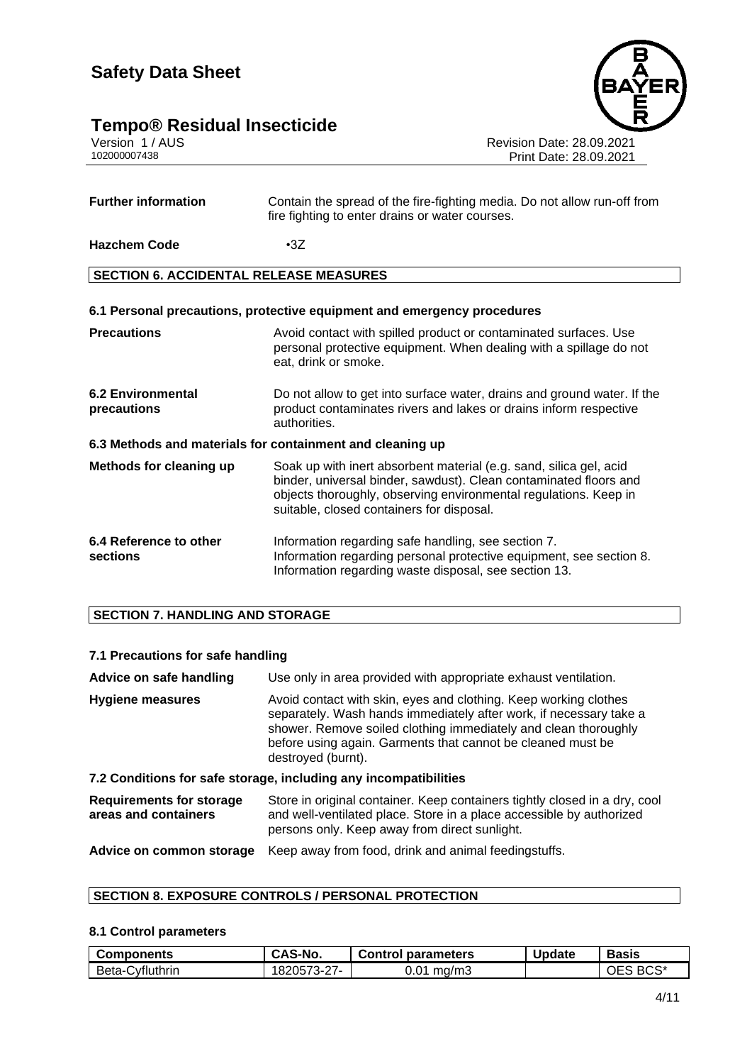| | |
|---|---|
| **Further information** | Contain the spread of the fire-fighting media. Do not allow run-off from fire fighting to enter drains or water courses. |
| **Hazchem Code** | •3Z |

## SECTION 6. ACCIDENTAL RELEASE MEASURES

### 6.1 Personal precautions, protective equipment and emergency procedures

| | |
|---|---|
| **Precautions** | Avoid contact with spilled product or contaminated surfaces. Use personal protective equipment. When dealing with a spillage do not eat, drink or smoke. |
| **6.2 Environmental precautions** | Do not allow to get into surface water, drains and ground water. If the product contaminates rivers and lakes or drains inform respective authorities. |

### 6.3 Methods and materials for containment and cleaning up

| | |
|---|---|
| **Methods for cleaning up** | Soak up with inert absorbent material (e.g. sand, silica gel, acid binder, universal binder, sawdust). Clean contaminated floors and objects thoroughly, observing environmental regulations. Keep in suitable, closed containers for disposal. |
| **6.4 Reference to other sections** | Information regarding safe handling, see section 7. Information regarding personal protective equipment, see section 8. Information regarding waste disposal, see section 13. |

## SECTION 7. HANDLING AND STORAGE

### 7.1 Precautions for safe handling

| | |
|---|---|
| **Advice on safe handling** | Use only in area provided with appropriate exhaust ventilation. |
| **Hygiene measures** | Avoid contact with skin, eyes and clothing. Keep working clothes separately. Wash hands immediately after work, if necessary take a shower. Remove soiled clothing immediately and clean thoroughly before using again. Garments that cannot be cleaned must be destroyed (burnt). |

### 7.2 Conditions for safe storage, including any incompatibilities

| | |
|---|---|
| **Requirements for storage areas and containers** | Store in original container. Keep containers tightly closed in a dry, cool and well-ventilated place. Store in a place accessible by authorized persons only. Keep away from direct sunlight. |
| **Advice on common storage** | Keep away from food, drink and animal feedingstuffs. |

## SECTION 8. EXPOSURE CONTROLS / PERSONAL PROTECTION

### 8.1 Control parameters

| Components | CAS-No. | Control parameters | Update | Basis |
|---|---|---|---|---|
| Beta-Cyfluthrin | 1820573-27- | 0.01 mg/m3 | | OES BCS* |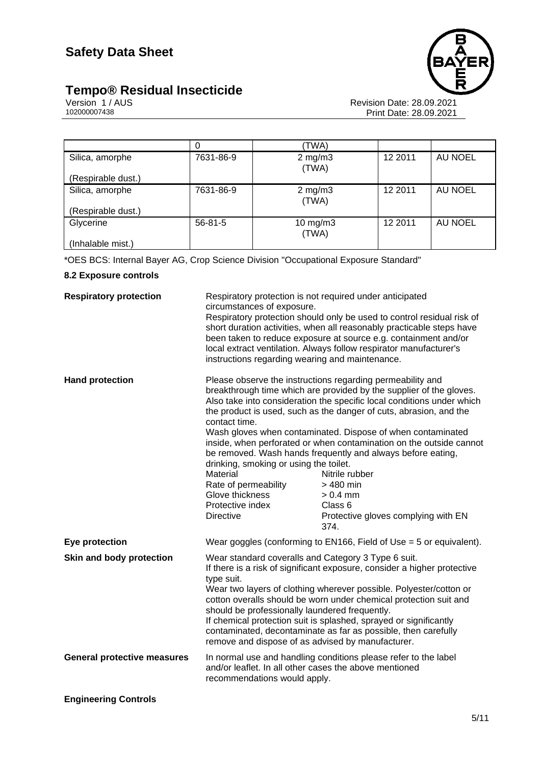|  | 0 | (TWA) |  |  |
|---|---|---|---|---|
| Silica, amorphe<br><br>(Respirable dust.) | 7631-86-9 | 2 mg/m3<br>(TWA) | 12 2011 | AU NOEL |
| Silica, amorphe<br><br>(Respirable dust.) | 7631-86-9 | 2 mg/m3<br>(TWA) | 12 2011 | AU NOEL |
| Glycerine<br><br>(Inhalable mist.) | 56-81-5 | 10 mg/m3<br>(TWA) | 12 2011 | AU NOEL |

*OES BCS: Internal Bayer AG, Crop Science Division "Occupational Exposure Standard"

### 8.2 Exposure controls

**Respiratory protection**

Respiratory protection is not required under anticipated circumstances of exposure.
Respiratory protection should only be used to control residual risk of short duration activities, when all reasonably practicable steps have been taken to reduce exposure at source e.g. containment and/or local extract ventilation. Always follow respirator manufacturer's instructions regarding wearing and maintenance.

**Hand protection**

Please observe the instructions regarding permeability and breakthrough time which are provided by the supplier of the gloves. Also take into consideration the specific local conditions under which the product is used, such as the danger of cuts, abrasion, and the contact time.
Wash gloves when contaminated. Dispose of when contaminated inside, when perforated or when contamination on the outside cannot be removed. Wash hands frequently and always before eating, drinking, smoking or using the toilet.

| | |
|---|---|
| Material | Nitrile rubber |
| Rate of permeability | > 480 min |
| Glove thickness | > 0.4 mm |
| Protective index | Class 6 |
| Directive | Protective gloves complying with EN 374. |

**Eye protection**

Wear goggles (conforming to EN166, Field of Use = 5 or equivalent).

**Skin and body protection**

Wear standard coveralls and Category 3 Type 6 suit.
If there is a risk of significant exposure, consider a higher protective type suit.
Wear two layers of clothing wherever possible. Polyester/cotton or cotton overalls should be worn under chemical protection suit and should be professionally laundered frequently.
If chemical protection suit is splashed, sprayed or significantly contaminated, decontaminate as far as possible, then carefully remove and dispose of as advised by manufacturer.

**General protective measures**

In normal use and handling conditions please refer to the label and/or leaflet. In all other cases the above mentioned recommendations would apply.

**Engineering Controls**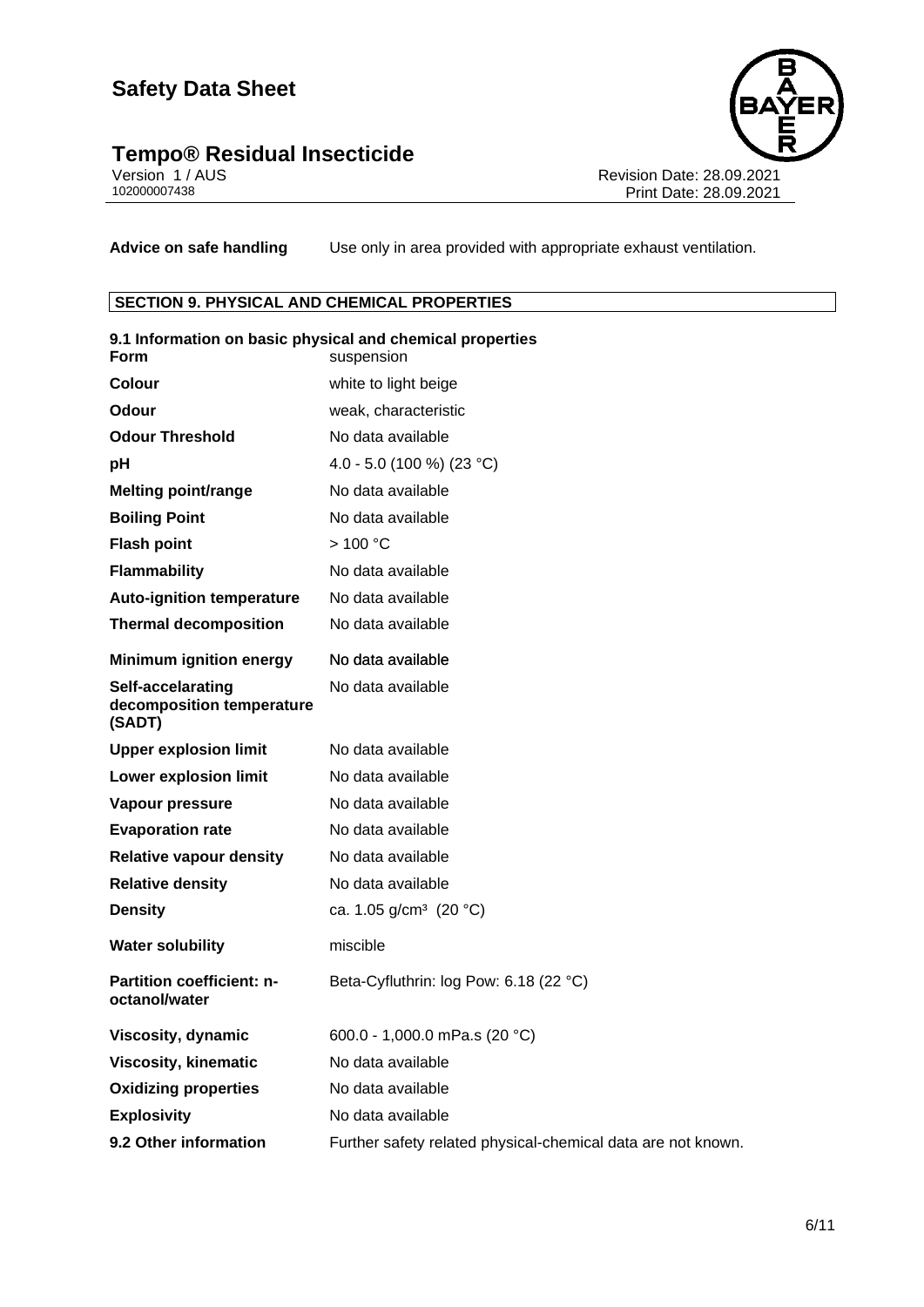**Advice on safe handling** Use only in area provided with appropriate exhaust ventilation.

## SECTION 9. PHYSICAL AND CHEMICAL PROPERTIES

### 9.1 Information on basic physical and chemical properties

| | |
|---|---|
| **Form** | suspension |
| **Colour** | white to light beige |
| **Odour** | weak, characteristic |
| **Odour Threshold** | No data available |
| **pH** | 4.0 - 5.0 (100 %) (23 °C) |
| **Melting point/range** | No data available |
| **Boiling Point** | No data available |
| **Flash point** | > 100 °C |
| **Flammability** | No data available |
| **Auto-ignition temperature** | No data available |
| **Thermal decomposition** | No data available |
| **Minimum ignition energy** | No data available |
| **Self-accelarating decomposition temperature (SADT)** | No data available |
| **Upper explosion limit** | No data available |
| **Lower explosion limit** | No data available |
| **Vapour pressure** | No data available |
| **Evaporation rate** | No data available |
| **Relative vapour density** | No data available |
| **Relative density** | No data available |
| **Density** | ca. 1.05 g/cm³ (20 °C) |
| **Water solubility** | miscible |
| **Partition coefficient: n-octanol/water** | Beta-Cyfluthrin: log Pow: 6.18 (22 °C) |
| **Viscosity, dynamic** | 600.0 - 1,000.0 mPa.s (20 °C) |
| **Viscosity, kinematic** | No data available |
| **Oxidizing properties** | No data available |
| **Explosivity** | No data available |
| **9.2 Other information** | Further safety related physical-chemical data are not known. |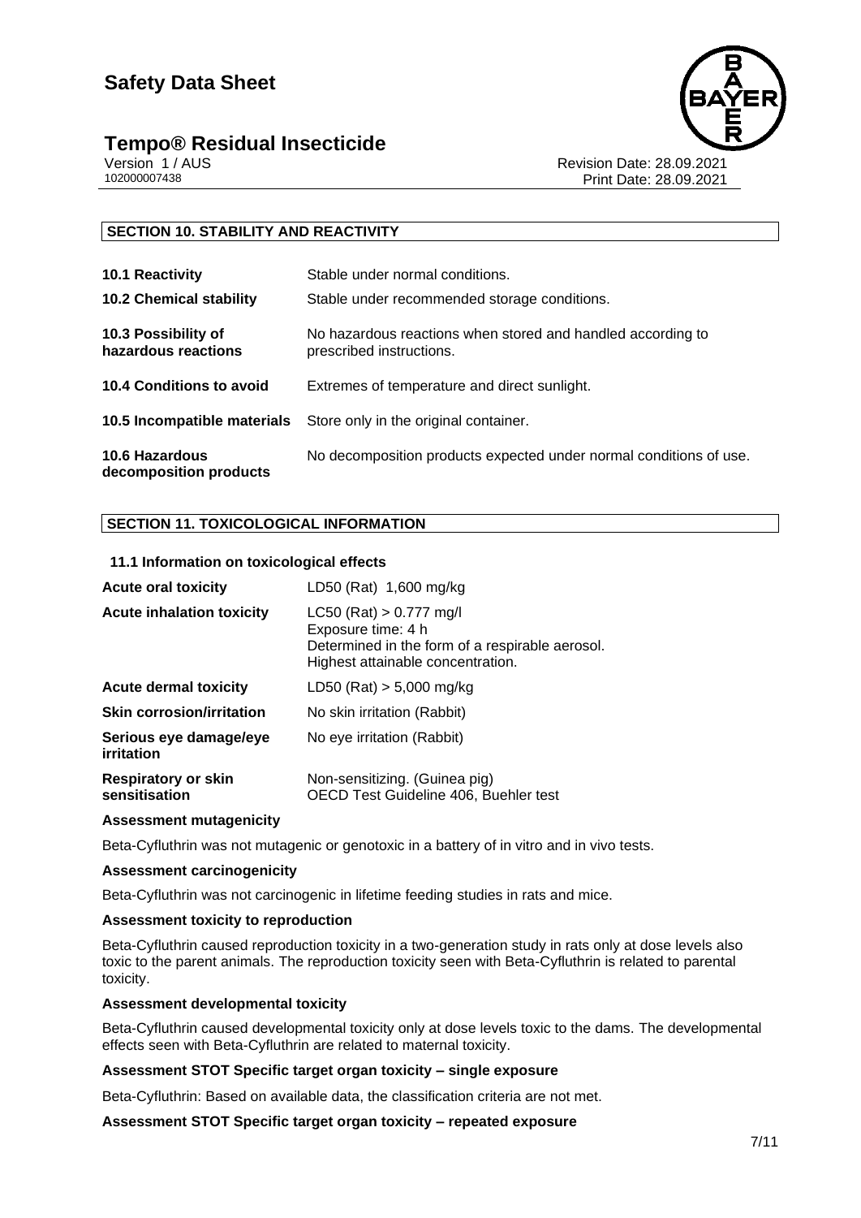## SECTION 10. STABILITY AND REACTIVITY

| | |
|---|---|
| **10.1 Reactivity** | Stable under normal conditions. |
| **10.2 Chemical stability** | Stable under recommended storage conditions. |
| **10.3 Possibility of hazardous reactions** | No hazardous reactions when stored and handled according to prescribed instructions. |
| **10.4 Conditions to avoid** | Extremes of temperature and direct sunlight. |
| **10.5 Incompatible materials** | Store only in the original container. |
| **10.6 Hazardous decomposition products** | No decomposition products expected under normal conditions of use. |

## SECTION 11. TOXICOLOGICAL INFORMATION

### 11.1 Information on toxicological effects

| | |
|---|---|
| **Acute oral toxicity** | LD50 (Rat) 1,600 mg/kg |
| **Acute inhalation toxicity** | LC50 (Rat) > 0.777 mg/l<br>Exposure time: 4 h<br>Determined in the form of a respirable aerosol.<br>Highest attainable concentration. |
| **Acute dermal toxicity** | LD50 (Rat) > 5,000 mg/kg |
| **Skin corrosion/irritation** | No skin irritation (Rabbit) |
| **Serious eye damage/eye irritation** | No eye irritation (Rabbit) |
| **Respiratory or skin sensitisation** | Non-sensitizing. (Guinea pig)<br>OECD Test Guideline 406, Buehler test |

**Assessment mutagenicity**

Beta-Cyfluthrin was not mutagenic or genotoxic in a battery of in vitro and in vivo tests.

**Assessment carcinogenicity**

Beta-Cyfluthrin was not carcinogenic in lifetime feeding studies in rats and mice.

**Assessment toxicity to reproduction**

Beta-Cyfluthrin caused reproduction toxicity in a two-generation study in rats only at dose levels also toxic to the parent animals. The reproduction toxicity seen with Beta-Cyfluthrin is related to parental toxicity.

**Assessment developmental toxicity**

Beta-Cyfluthrin caused developmental toxicity only at dose levels toxic to the dams. The developmental effects seen with Beta-Cyfluthrin are related to maternal toxicity.

**Assessment STOT Specific target organ toxicity – single exposure**

Beta-Cyfluthrin: Based on available data, the classification criteria are not met.

**Assessment STOT Specific target organ toxicity – repeated exposure**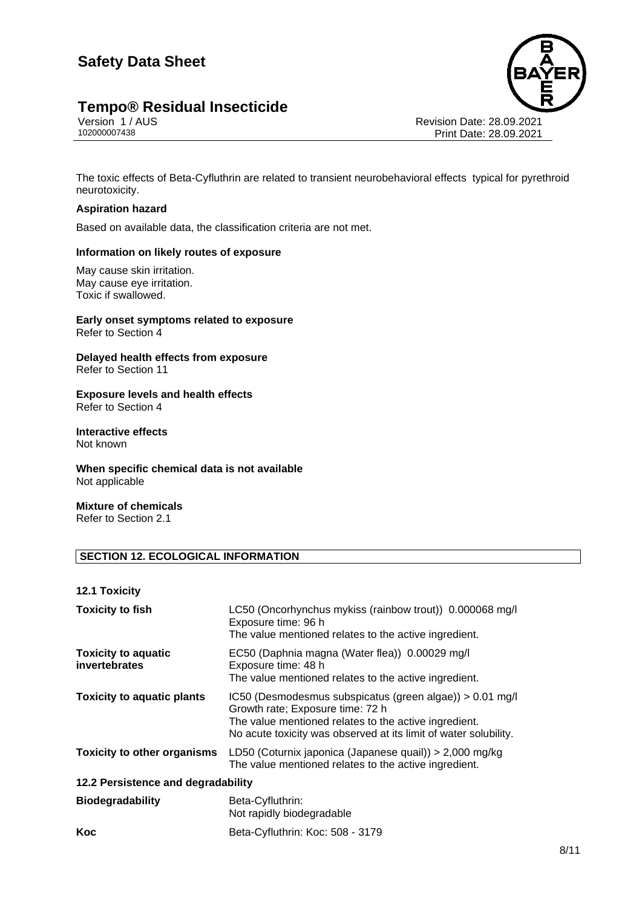The toxic effects of Beta-Cyfluthrin are related to transient neurobehavioral effects typical for pyrethroid neurotoxicity.

**Aspiration hazard**

Based on available data, the classification criteria are not met.

**Information on likely routes of exposure**

May cause skin irritation.
May cause eye irritation.
Toxic if swallowed.

**Early onset symptoms related to exposure**
Refer to Section 4

**Delayed health effects from exposure**
Refer to Section 11

**Exposure levels and health effects**
Refer to Section 4

**Interactive effects**
Not known

**When specific chemical data is not available**
Not applicable

**Mixture of chemicals**
Refer to Section 2.1

## SECTION 12. ECOLOGICAL INFORMATION

### 12.1 Toxicity

| | |
|---|---|
| **Toxicity to fish** | LC50 (Oncorhynchus mykiss (rainbow trout)) 0.000068 mg/l<br>Exposure time: 96 h<br>The value mentioned relates to the active ingredient. |
| **Toxicity to aquatic invertebrates** | EC50 (Daphnia magna (Water flea)) 0.00029 mg/l<br>Exposure time: 48 h<br>The value mentioned relates to the active ingredient. |
| **Toxicity to aquatic plants** | IC50 (Desmodesmus subspicatus (green algae)) > 0.01 mg/l<br>Growth rate; Exposure time: 72 h<br>The value mentioned relates to the active ingredient.<br>No acute toxicity was observed at its limit of water solubility. |
| **Toxicity to other organisms** | LD50 (Coturnix japonica (Japanese quail)) > 2,000 mg/kg<br>The value mentioned relates to the active ingredient. |

### 12.2 Persistence and degradability

| | |
|---|---|
| **Biodegradability** | Beta-Cyfluthrin:<br>Not rapidly biodegradable |
| **Koc** | Beta-Cyfluthrin: Koc: 508 - 3179 |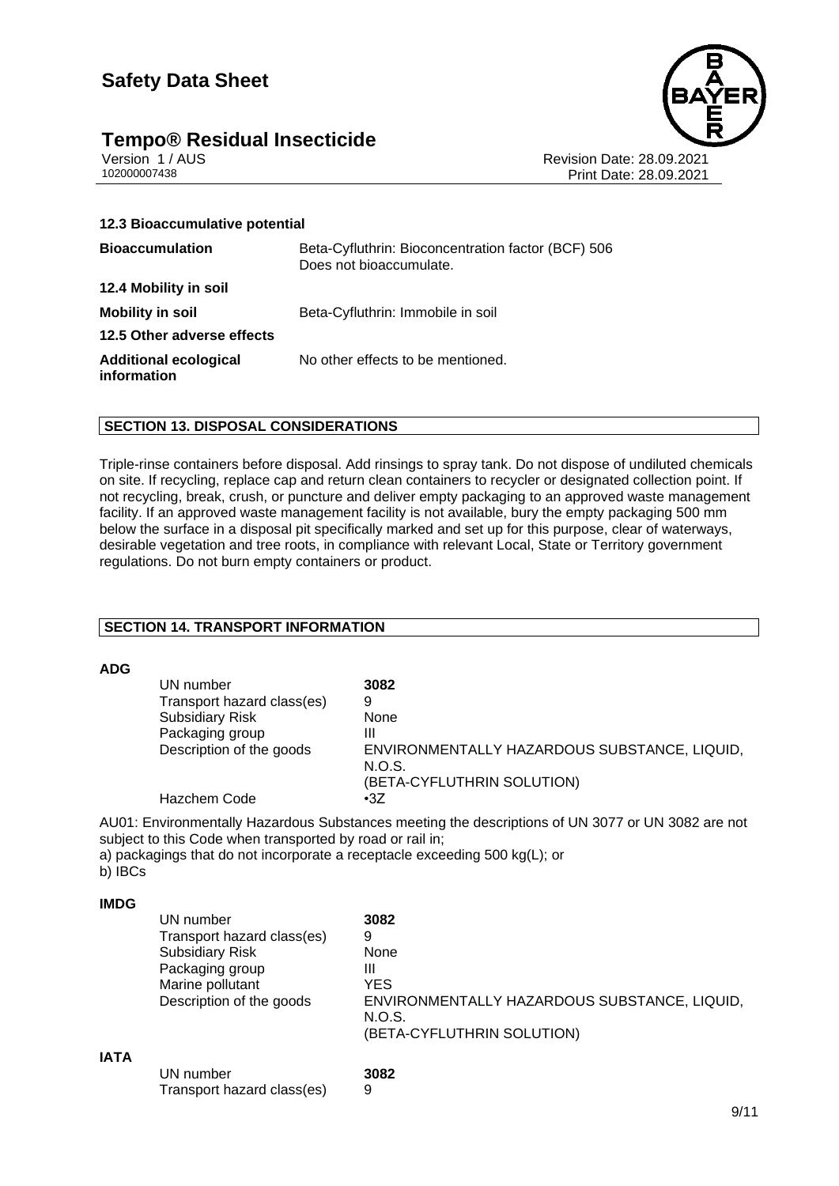#### 12.3 Bioaccumulative potential

| | |
|---|---|
| **Bioaccumulation** | Beta-Cyfluthrin: Bioconcentration factor (BCF) 506<br>Does not bioaccumulate. |

#### 12.4 Mobility in soil

| | |
|---|---|
| **Mobility in soil** | Beta-Cyfluthrin: Immobile in soil |

#### 12.5 Other adverse effects

| | |
|---|---|
| **Additional ecological information** | No other effects to be mentioned. |

## SECTION 13. DISPOSAL CONSIDERATIONS

Triple-rinse containers before disposal. Add rinsings to spray tank. Do not dispose of undiluted chemicals on site. If recycling, replace cap and return clean containers to recycler or designated collection point. If not recycling, break, crush, or puncture and deliver empty packaging to an approved waste management facility. If an approved waste management facility is not available, bury the empty packaging 500 mm below the surface in a disposal pit specifically marked and set up for this purpose, clear of waterways, desirable vegetation and tree roots, in compliance with relevant Local, State or Territory government regulations. Do not burn empty containers or product.

## SECTION 14. TRANSPORT INFORMATION

**ADG**

| | |
|---|---|
| UN number | **3082** |
| Transport hazard class(es) | 9 |
| Subsidiary Risk | None |
| Packaging group | III |
| Description of the goods | ENVIRONMENTALLY HAZARDOUS SUBSTANCE, LIQUID, N.O.S.<br>(BETA-CYFLUTHRIN SOLUTION) |
| Hazchem Code | •3Z |

AU01: Environmentally Hazardous Substances meeting the descriptions of UN 3077 or UN 3082 are not subject to this Code when transported by road or rail in;
a) packagings that do not incorporate a receptacle exceeding 500 kg(L); or
b) IBCs

**IMDG**

| | |
|---|---|
| UN number | **3082** |
| Transport hazard class(es) | 9 |
| Subsidiary Risk | None |
| Packaging group | III |
| Marine pollutant | YES |
| Description of the goods | ENVIRONMENTALLY HAZARDOUS SUBSTANCE, LIQUID, N.O.S.<br>(BETA-CYFLUTHRIN SOLUTION) |

**IATA**

| | |
|---|---|
| UN number | **3082** |
| Transport hazard class(es) | 9 |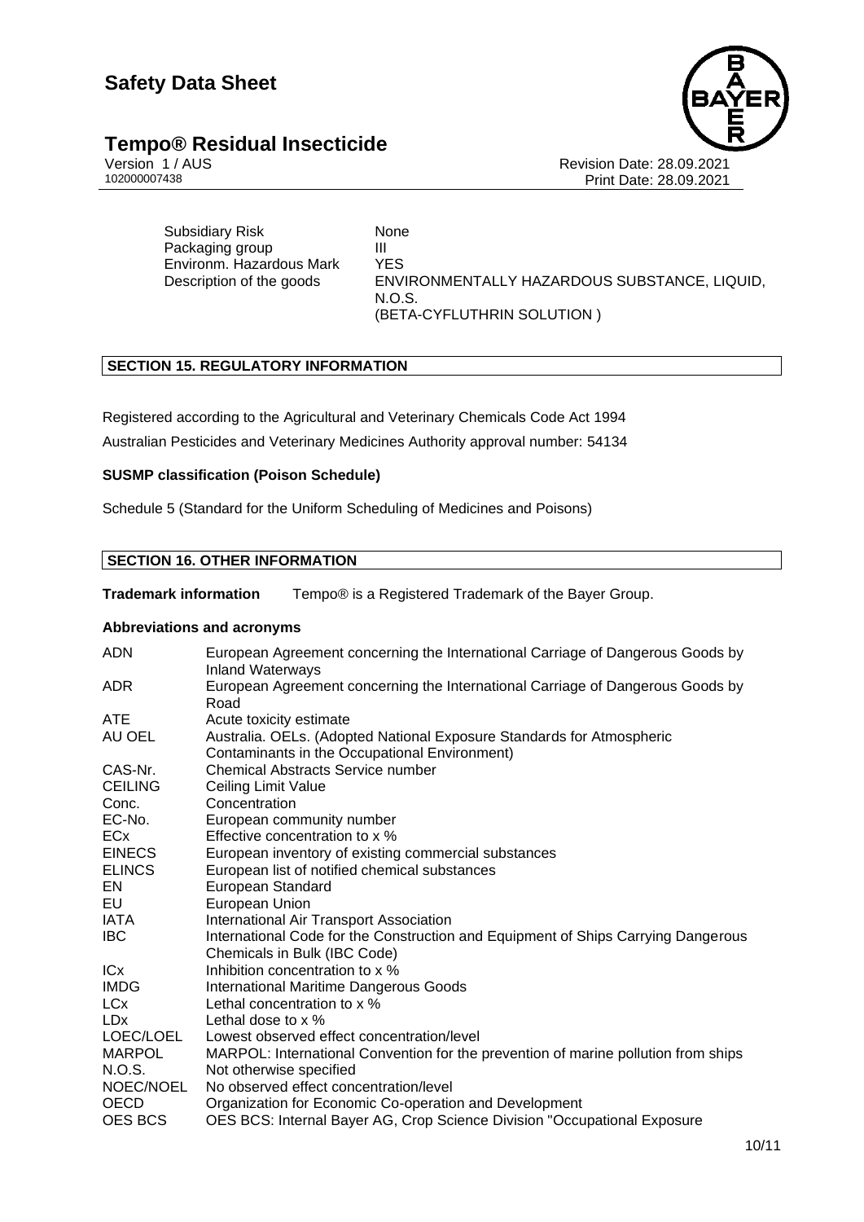| | |
|---|---|
| Subsidiary Risk | None |
| Packaging group | III |
| Environm. Hazardous Mark | YES |
| Description of the goods | ENVIRONMENTALLY HAZARDOUS SUBSTANCE, LIQUID, N.O.S. (BETA-CYFLUTHRIN SOLUTION ) |

## SECTION 15. REGULATORY INFORMATION

Registered according to the Agricultural and Veterinary Chemicals Code Act 1994

Australian Pesticides and Veterinary Medicines Authority approval number: 54134

**SUSMP classification (Poison Schedule)**

Schedule 5 (Standard for the Uniform Scheduling of Medicines and Poisons)

## SECTION 16. OTHER INFORMATION

**Trademark information** Tempo® is a Registered Trademark of the Bayer Group.

**Abbreviations and acronyms**

| | |
|---|---|
| ADN | European Agreement concerning the International Carriage of Dangerous Goods by Inland Waterways |
| ADR | European Agreement concerning the International Carriage of Dangerous Goods by Road |
| ATE | Acute toxicity estimate |
| AU OEL | Australia. OELs. (Adopted National Exposure Standards for Atmospheric Contaminants in the Occupational Environment) |
| CAS-Nr. | Chemical Abstracts Service number |
| CEILING | Ceiling Limit Value |
| Conc. | Concentration |
| EC-No. | European community number |
| ECx | Effective concentration to x % |
| EINECS | European inventory of existing commercial substances |
| ELINCS | European list of notified chemical substances |
| EN | European Standard |
| EU | European Union |
| IATA | International Air Transport Association |
| IBC | International Code for the Construction and Equipment of Ships Carrying Dangerous Chemicals in Bulk (IBC Code) |
| ICx | Inhibition concentration to x % |
| IMDG | International Maritime Dangerous Goods |
| LCx | Lethal concentration to x % |
| LDx | Lethal dose to x % |
| LOEC/LOEL | Lowest observed effect concentration/level |
| MARPOL | MARPOL: International Convention for the prevention of marine pollution from ships |
| N.O.S. | Not otherwise specified |
| NOEC/NOEL | No observed effect concentration/level |
| OECD | Organization for Economic Co-operation and Development |
| OES BCS | OES BCS: Internal Bayer AG, Crop Science Division "Occupational Exposure |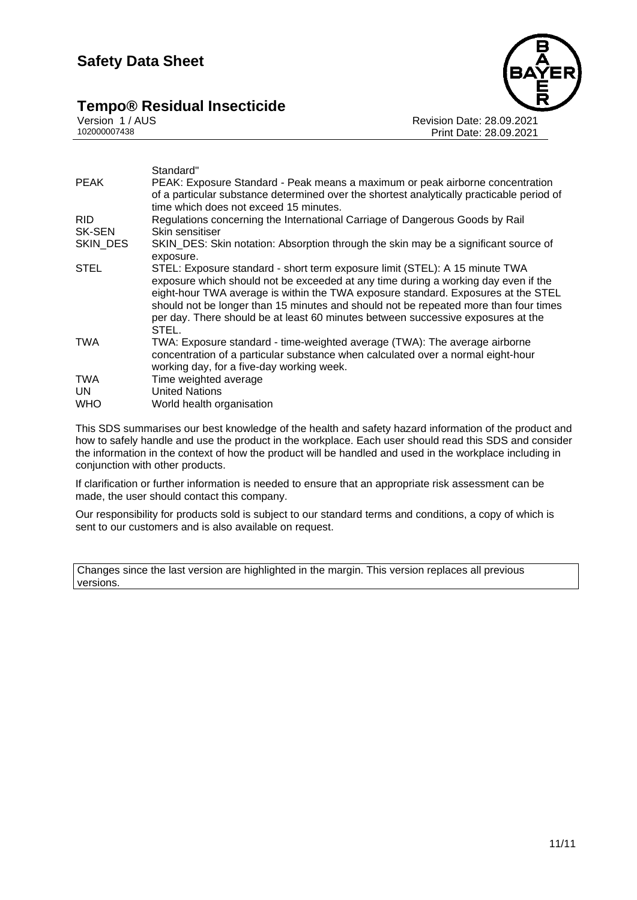| | |
|---|---|
| | Standard" |
| PEAK | PEAK: Exposure Standard - Peak means a maximum or peak airborne concentration of a particular substance determined over the shortest analytically practicable period of time which does not exceed 15 minutes. |
| RID | Regulations concerning the International Carriage of Dangerous Goods by Rail |
| SK-SEN | Skin sensitiser |
| SKIN_DES | SKIN_DES: Skin notation: Absorption through the skin may be a significant source of exposure. |
| STEL | STEL: Exposure standard - short term exposure limit (STEL): A 15 minute TWA exposure which should not be exceeded at any time during a working day even if the eight-hour TWA average is within the TWA exposure standard. Exposures at the STEL should not be longer than 15 minutes and should not be repeated more than four times per day. There should be at least 60 minutes between successive exposures at the STEL. |
| TWA | TWA: Exposure standard - time-weighted average (TWA): The average airborne concentration of a particular substance when calculated over a normal eight-hour working day, for a five-day working week. |
| TWA | Time weighted average |
| UN | United Nations |
| WHO | World health organisation |

This SDS summarises our best knowledge of the health and safety hazard information of the product and how to safely handle and use the product in the workplace. Each user should read this SDS and consider the information in the context of how the product will be handled and used in the workplace including in conjunction with other products.

If clarification or further information is needed to ensure that an appropriate risk assessment can be made, the user should contact this company.

Our responsibility for products sold is subject to our standard terms and conditions, a copy of which is sent to our customers and is also available on request.

Changes since the last version are highlighted in the margin. This version replaces all previous versions.